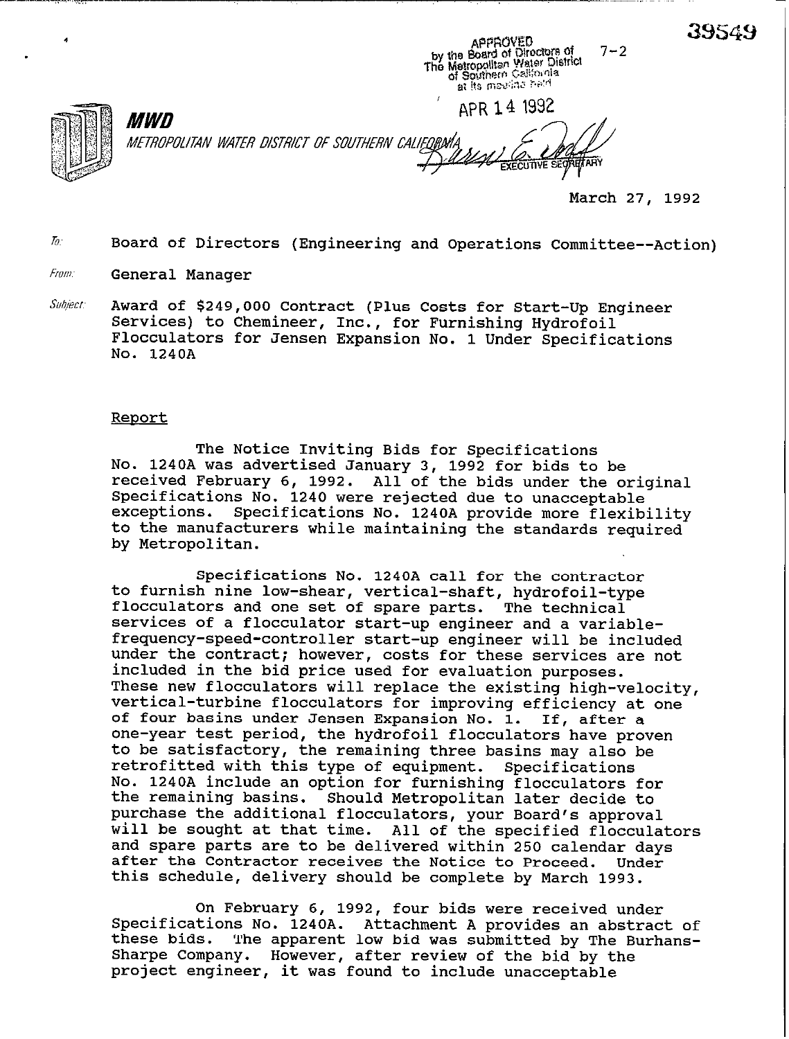39549

APPROVED
by the Board of Directors of The Metropolitan Water District of Southern California at its meeting held

7-2

APR 14 1992

EXECUTIVE SECRETARY

**MWD**

METROPOLITAN WATER DISTRICT OF SOUTHERN CALIFORNIA

March 27, 1992

To: Board of Directors (Engineering and Operations Committee--Action)

From: General Manager

Subject: Award of $249,000 Contract (Plus Costs for Start-Up Engineer Services) to Chemineer, Inc., for Furnishing Hydrofoil Flocculators for Jensen Expansion No. 1 Under Specifications No. 1240A

## Report

The Notice Inviting Bids for Specifications No. 1240A was advertised January 3, 1992 for bids to be received February 6, 1992. All of the bids under the original Specifications No. 1240 were rejected due to unacceptable exceptions. Specifications No. 1240A provide more flexibility to the manufacturers while maintaining the standards required by Metropolitan.

Specifications No. 1240A call for the contractor to furnish nine low-shear, vertical-shaft, hydrofoil-type flocculators and one set of spare parts. The technical services of a flocculator start-up engineer and a variable-frequency-speed-controller start-up engineer will be included under the contract; however, costs for these services are not included in the bid price used for evaluation purposes. These new flocculators will replace the existing high-velocity, vertical-turbine flocculators for improving efficiency at one of four basins under Jensen Expansion No. 1. If, after a one-year test period, the hydrofoil flocculators have proven to be satisfactory, the remaining three basins may also be retrofitted with this type of equipment. Specifications No. 1240A include an option for furnishing flocculators for the remaining basins. Should Metropolitan later decide to purchase the additional flocculators, your Board's approval will be sought at that time. All of the specified flocculators and spare parts are to be delivered within 250 calendar days after the Contractor receives the Notice to Proceed. Under this schedule, delivery should be complete by March 1993.

On February 6, 1992, four bids were received under Specifications No. 1240A. Attachment A provides an abstract of these bids. The apparent low bid was submitted by The Burhans-Sharpe Company. However, after review of the bid by the project engineer, it was found to include unacceptable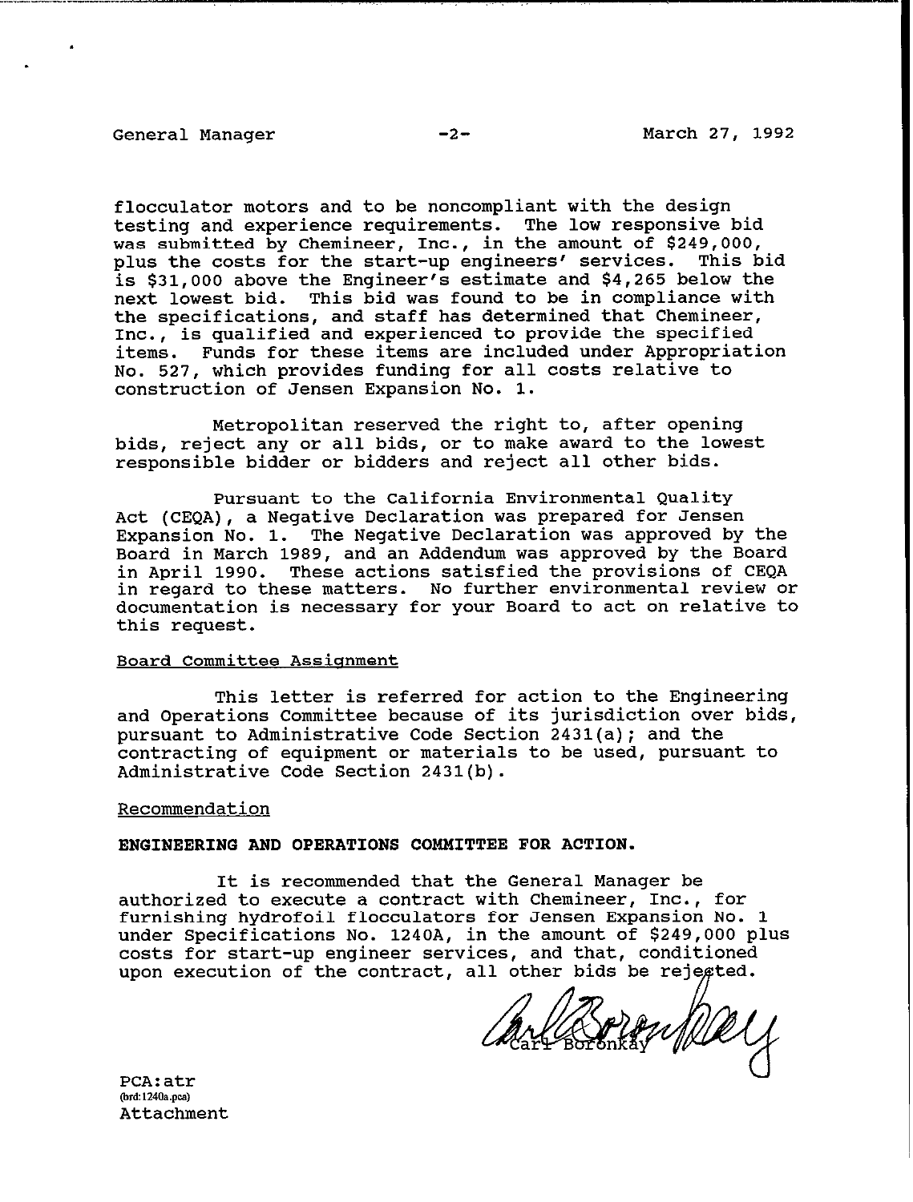flocculator motors and to be noncompliant with the design testing and experience requirements. The low responsive bid was submitted by Chemineer, Inc., in the amount of $249,000, plus the costs for the start-up engineers' services. This bid is $31,000 above the Engineer's estimate and $4,265 below the next lowest bid. This bid was found to be in compliance with the specifications, and staff has determined that Chemineer, Inc., is qualified and experienced to provide the specified items. Funds for these items are included under Appropriation No. 527, which provides funding for all costs relative to construction of Jensen Expansion No. 1.

Metropolitan reserved the right to, after opening bids, reject any or all bids, or to make award to the lowest responsible bidder or bidders and reject all other bids.

Pursuant to the California Environmental Quality Act (CEQA), a Negative Declaration was prepared for Jensen Expansion No. 1. The Negative Declaration was approved by the Board in March 1989, and an Addendum was approved by the Board in April 1990. These actions satisfied the provisions of CEQA in regard to these matters. No further environmental review or documentation is necessary for your Board to act on relative to this request.

Board Committee Assignment

This letter is referred for action to the Engineering and Operations Committee because of its jurisdiction over bids, pursuant to Administrative Code Section 2431(a); and the contracting of equipment or materials to be used, pursuant to Administrative Code Section 2431(b).

Recommendation

**ENGINEERING AND OPERATIONS COMMITTEE FOR ACTION.**

It is recommended that the General Manager be authorized to execute a contract with Chemineer, Inc., for furnishing hydrofoil flocculators for Jensen Expansion No. 1 under Specifications No. 1240A, in the amount of $249,000 plus costs for start-up engineer services, and that, conditioned upon execution of the contract, all other bids be rejected.

Carl Boronkay

PCA:atr
(brd:1240a.pca)
Attachment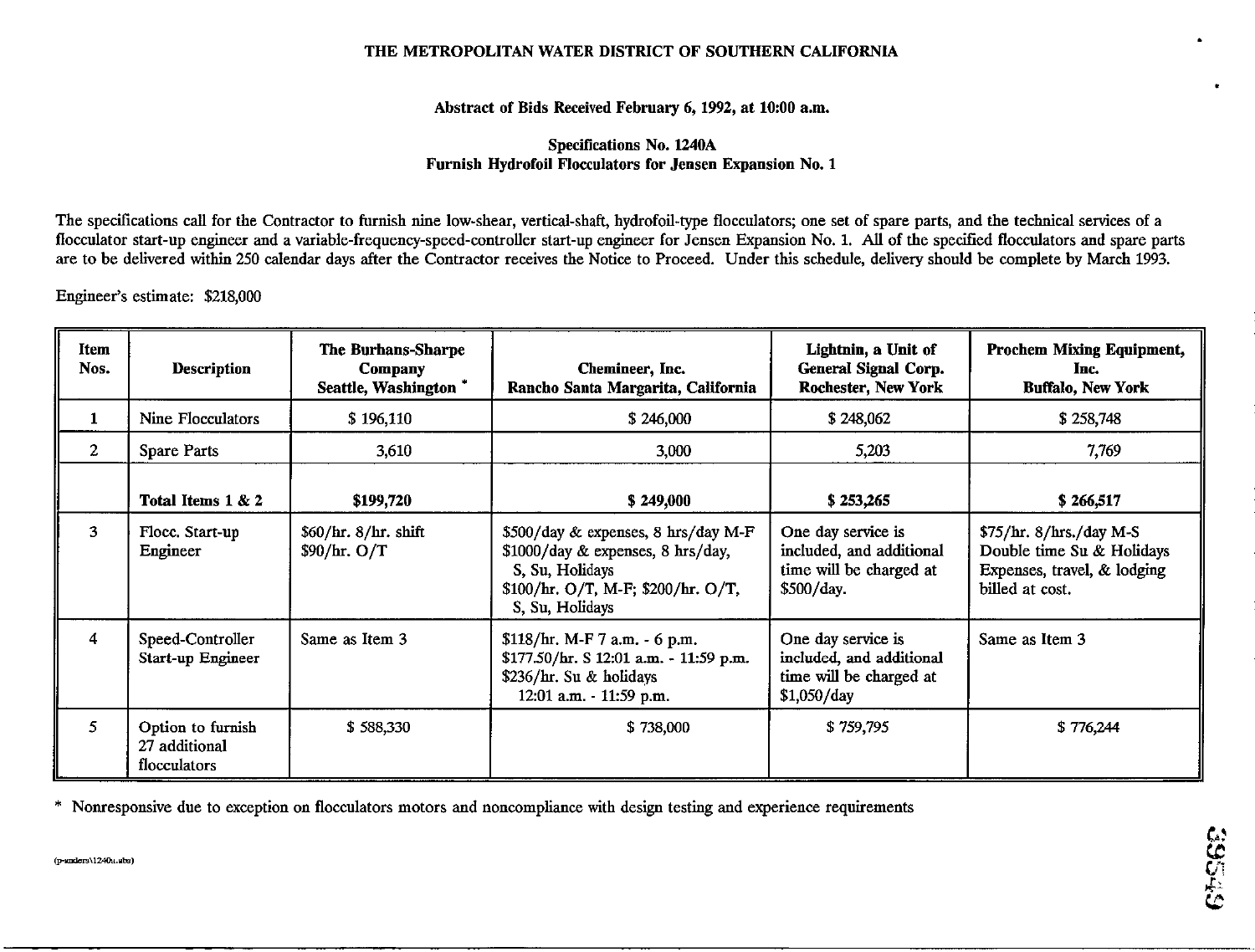# THE METROPOLITAN WATER DISTRICT OF SOUTHERN CALIFORNIA

**Abstract of Bids Received February 6, 1992, at 10:00 a.m.**

**Specifications No. 1240A**
**Furnish Hydrofoil Flocculators for Jensen Expansion No. 1**

The specifications call for the Contractor to furnish nine low-shear, vertical-shaft, hydrofoil-type flocculators; one set of spare parts, and the technical services of a flocculator start-up engineer and a variable-frequency-speed-controller start-up engineer for Jensen Expansion No. 1. All of the specified flocculators and spare parts are to be delivered within 250 calendar days after the Contractor receives the Notice to Proceed. Under this schedule, delivery should be complete by March 1993.

Engineer's estimate: $218,000

| Item Nos. | Description | The Burhans-Sharpe Company Seattle, Washington * | Chemineer, Inc. Rancho Santa Margarita, California | Lightnin, a Unit of General Signal Corp. Rochester, New York | Prochem Mixing Equipment, Inc. Buffalo, New York |
|---|---|---|---|---|---|
| 1 | Nine Flocculators | $ 196,110 | $ 246,000 | $ 248,062 | $ 258,748 |
| 2 | Spare Parts | 3,610 | 3,000 | 5,203 | 7,769 |
| | **Total Items 1 & 2** | **$199,720** | **$ 249,000** | **$ 253,265** | **$ 266,517** |
| 3 | Flocc. Start-up Engineer | $60/hr. 8/hr. shift<br>$90/hr. O/T | $500/day & expenses, 8 hrs/day M-F<br>$1000/day & expenses, 8 hrs/day, S, Su, Holidays<br>$100/hr. O/T, M-F; $200/hr. O/T, S, Su, Holidays | One day service is included, and additional time will be charged at $500/day. | $75/hr. 8/hrs./day M-S<br>Double time Su & Holidays<br>Expenses, travel, & lodging billed at cost. |
| 4 | Speed-Controller Start-up Engineer | Same as Item 3 | $118/hr. M-F 7 a.m. - 6 p.m.<br>$177.50/hr. S 12:01 a.m. - 11:59 p.m.<br>$236/hr. Su & holidays 12:01 a.m. - 11:59 p.m. | One day service is included, and additional time will be charged at $1,050/day | Same as Item 3 |
| 5 | Option to furnish 27 additional flocculators | $ 588,330 | $ 738,000 | $ 759,795 | $ 776,244 |

\* Nonresponsive due to exception on flocculators motors and noncompliance with design testing and experience requirements

(p-xnders\1240a.abs)